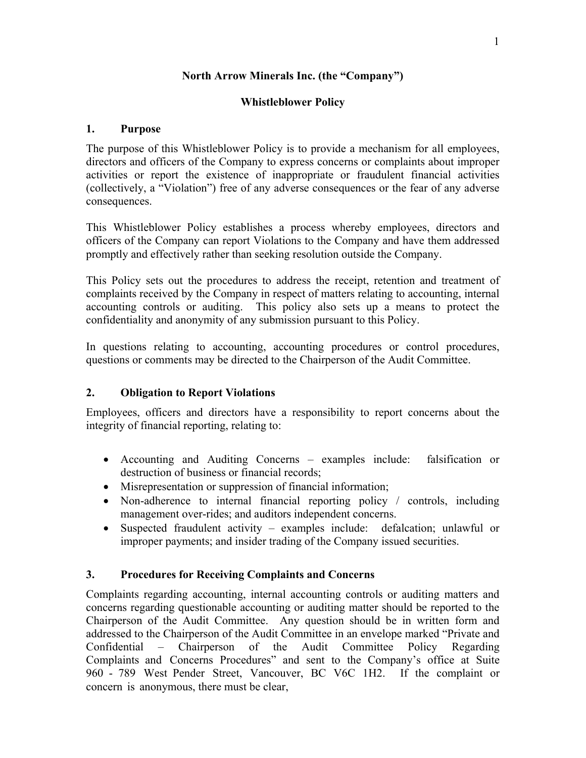# North Arrow Minerals Inc. (the "Company")

## Whistleblower Policy

### 1. Purpose

The purpose of this Whistleblower Policy is to provide a mechanism for all employees, directors and officers of the Company to express concerns or complaints about improper activities or report the existence of inappropriate or fraudulent financial activities (collectively, a "Violation") free of any adverse consequences or the fear of any adverse consequences.

This Whistleblower Policy establishes a process whereby employees, directors and officers of the Company can report Violations to the Company and have them addressed promptly and effectively rather than seeking resolution outside the Company.

This Policy sets out the procedures to address the receipt, retention and treatment of complaints received by the Company in respect of matters relating to accounting, internal accounting controls or auditing. This policy also sets up a means to protect the confidentiality and anonymity of any submission pursuant to this Policy.

In questions relating to accounting, accounting procedures or control procedures, questions or comments may be directed to the Chairperson of the Audit Committee.

### 2. Obligation to Report Violations

Employees, officers and directors have a responsibility to report concerns about the integrity of financial reporting, relating to:

- Accounting and Auditing Concerns – examples include: falsification or destruction of business or financial records;
- Misrepresentation or suppression of financial information;
- Non-adherence to internal financial reporting policy / controls, including management over-rides; and auditors independent concerns.
- Suspected fraudulent activity – examples include: defalcation; unlawful or improper payments; and insider trading of the Company issued securities.

### 3. Procedures for Receiving Complaints and Concerns

Complaints regarding accounting, internal accounting controls or auditing matters and concerns regarding questionable accounting or auditing matter should be reported to the Chairperson of the Audit Committee. Any question should be in written form and addressed to the Chairperson of the Audit Committee in an envelope marked "Private and Confidential – Chairperson of the Audit Committee Policy Regarding Complaints and Concerns Procedures" and sent to the Company's office at Suite 960 - 789 West Pender Street, Vancouver, BC V6C 1H2. If the complaint or concern is anonymous, there must be clear,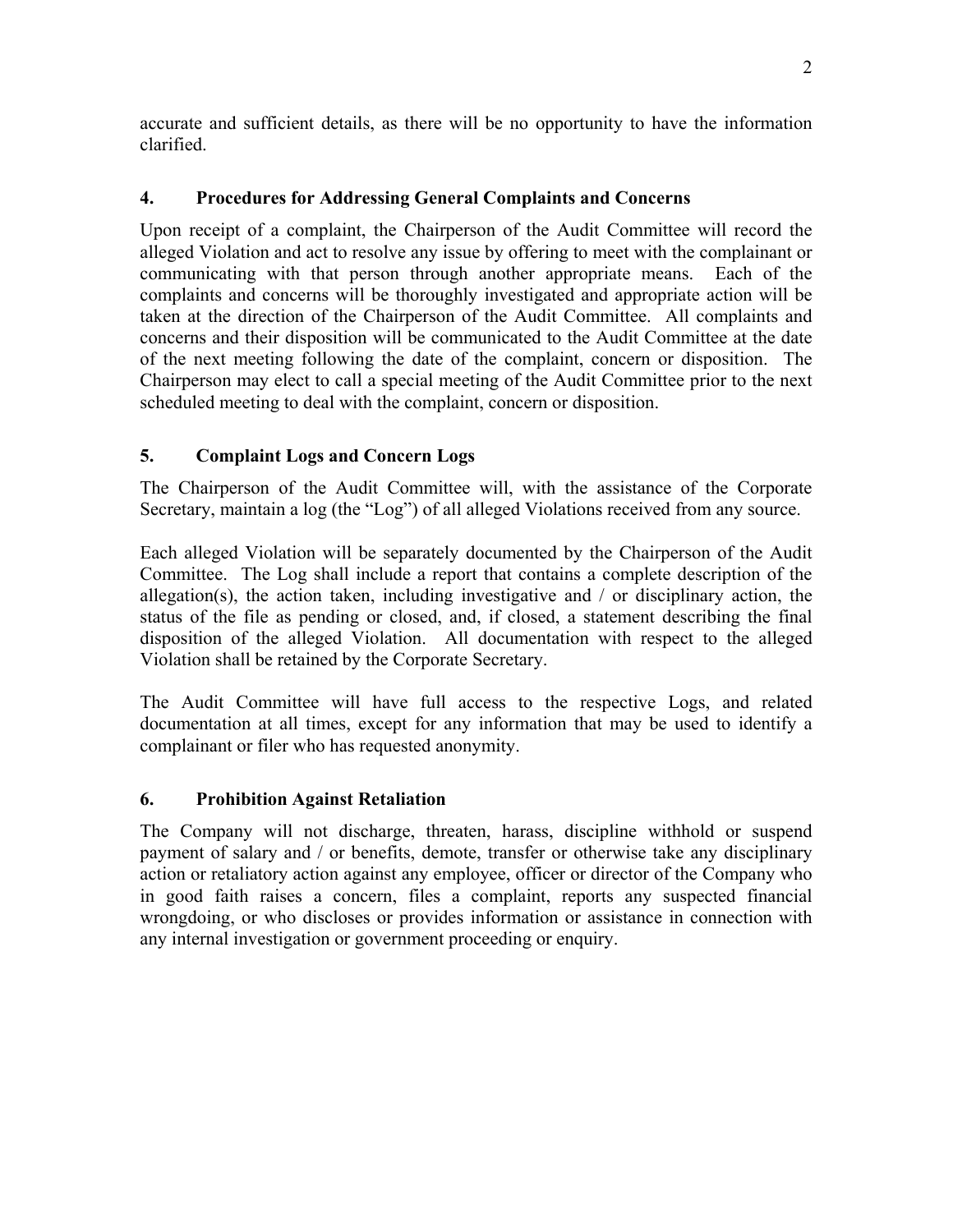accurate and sufficient details, as there will be no opportunity to have the information clarified.

## 4. Procedures for Addressing General Complaints and Concerns

Upon receipt of a complaint, the Chairperson of the Audit Committee will record the alleged Violation and act to resolve any issue by offering to meet with the complainant or communicating with that person through another appropriate means. Each of the complaints and concerns will be thoroughly investigated and appropriate action will be taken at the direction of the Chairperson of the Audit Committee. All complaints and concerns and their disposition will be communicated to the Audit Committee at the date of the next meeting following the date of the complaint, concern or disposition. The Chairperson may elect to call a special meeting of the Audit Committee prior to the next scheduled meeting to deal with the complaint, concern or disposition.

## 5. Complaint Logs and Concern Logs

The Chairperson of the Audit Committee will, with the assistance of the Corporate Secretary, maintain a log (the "Log") of all alleged Violations received from any source.

Each alleged Violation will be separately documented by the Chairperson of the Audit Committee. The Log shall include a report that contains a complete description of the allegation(s), the action taken, including investigative and / or disciplinary action, the status of the file as pending or closed, and, if closed, a statement describing the final disposition of the alleged Violation. All documentation with respect to the alleged Violation shall be retained by the Corporate Secretary.

The Audit Committee will have full access to the respective Logs, and related documentation at all times, except for any information that may be used to identify a complainant or filer who has requested anonymity.

## 6. Prohibition Against Retaliation

The Company will not discharge, threaten, harass, discipline withhold or suspend payment of salary and / or benefits, demote, transfer or otherwise take any disciplinary action or retaliatory action against any employee, officer or director of the Company who in good faith raises a concern, files a complaint, reports any suspected financial wrongdoing, or who discloses or provides information or assistance in connection with any internal investigation or government proceeding or enquiry.